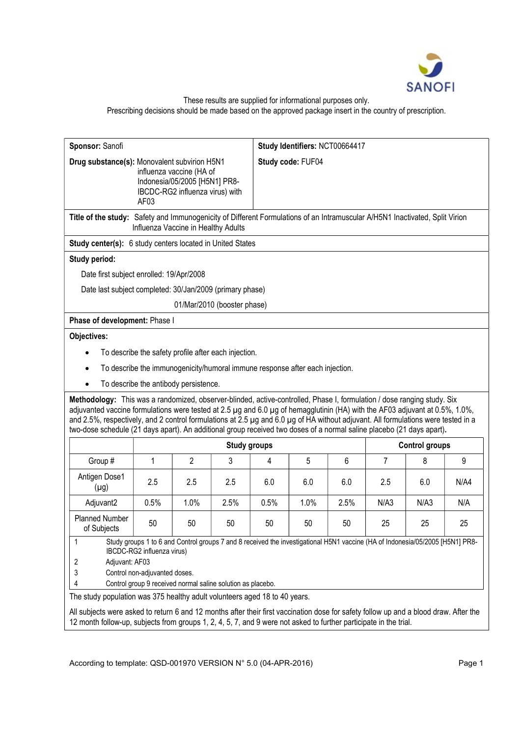These results are supplied for informational purposes only.
Prescribing decisions should be made based on the approved package insert in the country of prescription.

| | |
|---|---|
| **Sponsor:** Sanofi | **Study Identifiers:** NCT00664417 |
| **Drug substance(s):** Monovalent subvirion H5N1 influenza vaccine (HA of Indonesia/05/2005 [H5N1] PR8-IBCDC-RG2 influenza virus) with AF03 | **Study code:** FUF04 |

**Title of the study:** Safety and Immunogenicity of Different Formulations of an Intramuscular A/H5N1 Inactivated, Split Virion Influenza Vaccine in Healthy Adults

**Study center(s):** 6 study centers located in United States

**Study period:**

Date first subject enrolled: 19/Apr/2008

Date last subject completed: 30/Jan/2009 (primary phase)

01/Mar/2010 (booster phase)

**Phase of development:** Phase I

**Objectives:**

- To describe the safety profile after each injection.
- To describe the immunogenicity/humoral immune response after each injection.
- To describe the antibody persistence.

**Methodology:** This was a randomized, observer-blinded, active-controlled, Phase I, formulation / dose ranging study. Six adjuvanted vaccine formulations were tested at 2.5 µg and 6.0 µg of hemagglutinin (HA) with the AF03 adjuvant at 0.5%, 1.0%, and 2.5%, respectively, and 2 control formulations at 2.5 µg and 6.0 µg of HA without adjuvant. All formulations were tested in a two-dose schedule (21 days apart). An additional group received two doses of a normal saline placebo (21 days apart).

| | Study groups | | | | | | Control groups | | |
|---|---|---|---|---|---|---|---|---|---|
| Group # | 1 | 2 | 3 | 4 | 5 | 6 | 7 | 8 | 9 |
| Antigen Dose1 (µg) | 2.5 | 2.5 | 2.5 | 6.0 | 6.0 | 6.0 | 2.5 | 6.0 | N/A4 |
| Adjuvant2 | 0.5% | 1.0% | 2.5% | 0.5% | 1.0% | 2.5% | N/A3 | N/A3 | N/A |
| Planned Number of Subjects | 50 | 50 | 50 | 50 | 50 | 50 | 25 | 25 | 25 |

1 Study groups 1 to 6 and Control groups 7 and 8 received the investigational H5N1 vaccine (HA of Indonesia/05/2005 [H5N1] PR8-IBCDC-RG2 influenza virus)

2 Adjuvant: AF03

3 Control non-adjuvanted doses.

4 Control group 9 received normal saline solution as placebo.

The study population was 375 healthy adult volunteers aged 18 to 40 years.

All subjects were asked to return 6 and 12 months after their first vaccination dose for safety follow up and a blood draw. After the 12 month follow-up, subjects from groups 1, 2, 4, 5, 7, and 9 were not asked to further participate in the trial.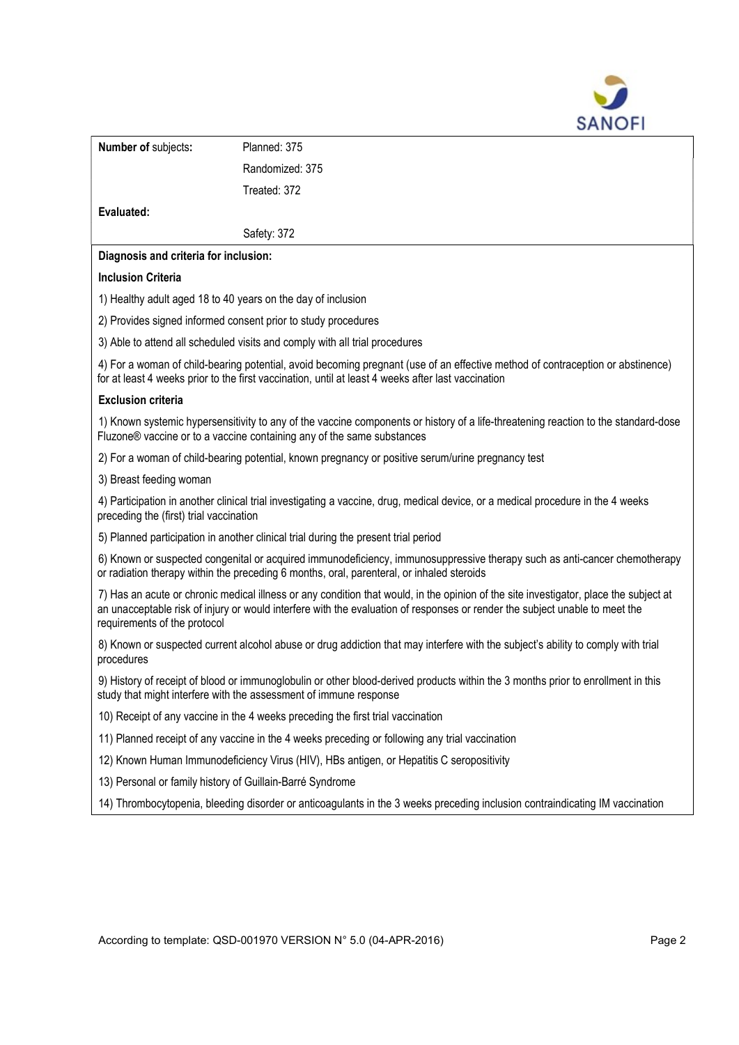| | |
|---|---|
| **Number of** subjects**:** | Planned: 375 |
| | Randomized: 375 |
| | Treated: 372 |
| **Evaluated:** | |
| | Safety: 372 |

**Diagnosis and criteria for inclusion:**

**Inclusion Criteria**

1) Healthy adult aged 18 to 40 years on the day of inclusion

2) Provides signed informed consent prior to study procedures

3) Able to attend all scheduled visits and comply with all trial procedures

4) For a woman of child-bearing potential, avoid becoming pregnant (use of an effective method of contraception or abstinence) for at least 4 weeks prior to the first vaccination, until at least 4 weeks after last vaccination

**Exclusion criteria**

1) Known systemic hypersensitivity to any of the vaccine components or history of a life-threatening reaction to the standard-dose Fluzone® vaccine or to a vaccine containing any of the same substances

2) For a woman of child-bearing potential, known pregnancy or positive serum/urine pregnancy test

3) Breast feeding woman

4) Participation in another clinical trial investigating a vaccine, drug, medical device, or a medical procedure in the 4 weeks preceding the (first) trial vaccination

5) Planned participation in another clinical trial during the present trial period

6) Known or suspected congenital or acquired immunodeficiency, immunosuppressive therapy such as anti-cancer chemotherapy or radiation therapy within the preceding 6 months, oral, parenteral, or inhaled steroids

7) Has an acute or chronic medical illness or any condition that would, in the opinion of the site investigator, place the subject at an unacceptable risk of injury or would interfere with the evaluation of responses or render the subject unable to meet the requirements of the protocol

8) Known or suspected current alcohol abuse or drug addiction that may interfere with the subject's ability to comply with trial procedures

9) History of receipt of blood or immunoglobulin or other blood-derived products within the 3 months prior to enrollment in this study that might interfere with the assessment of immune response

10) Receipt of any vaccine in the 4 weeks preceding the first trial vaccination

11) Planned receipt of any vaccine in the 4 weeks preceding or following any trial vaccination

12) Known Human Immunodeficiency Virus (HIV), HBs antigen, or Hepatitis C seropositivity

13) Personal or family history of Guillain-Barré Syndrome

14) Thrombocytopenia, bleeding disorder or anticoagulants in the 3 weeks preceding inclusion contraindicating IM vaccination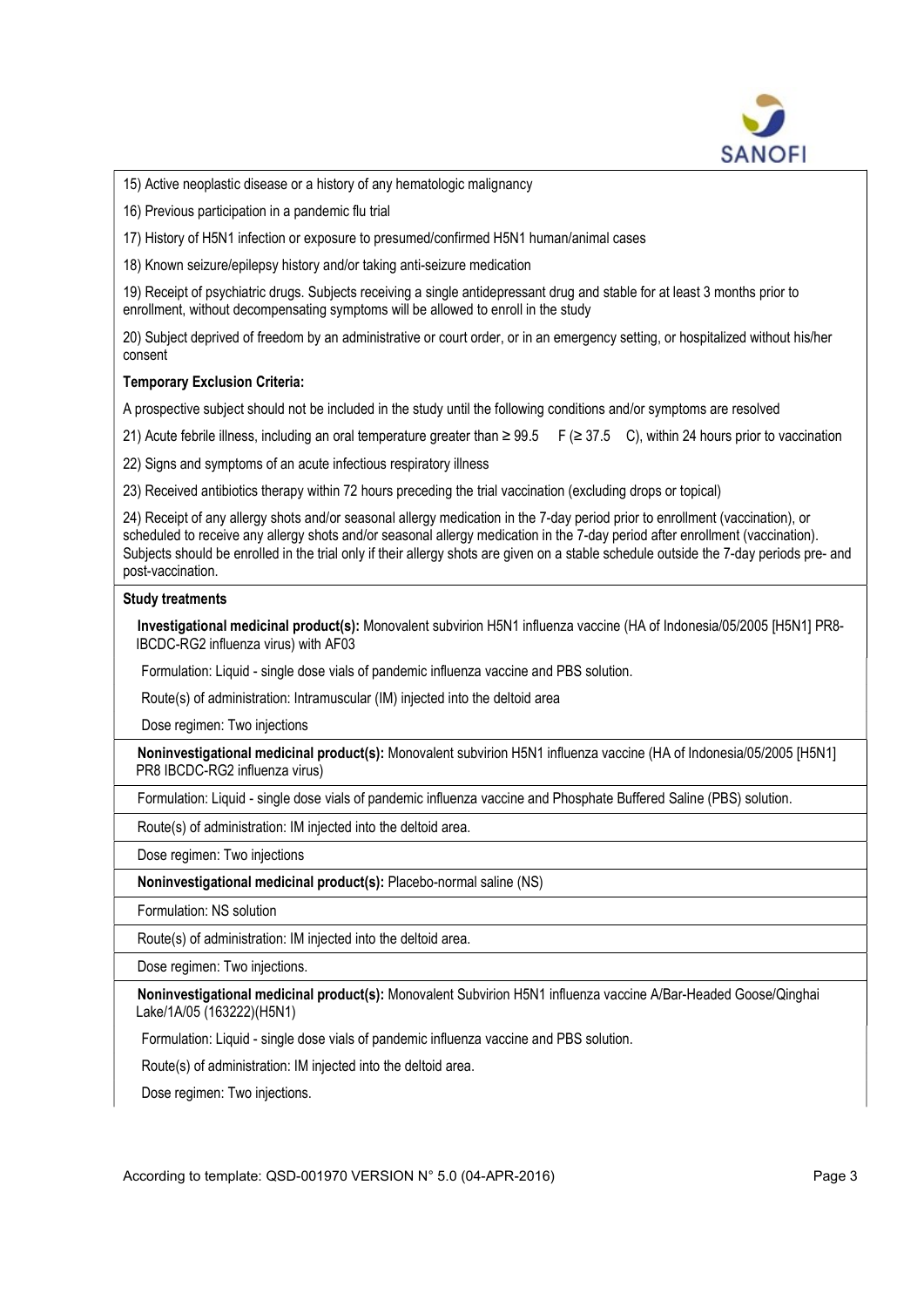15) Active neoplastic disease or a history of any hematologic malignancy

16) Previous participation in a pandemic flu trial

17) History of H5N1 infection or exposure to presumed/confirmed H5N1 human/animal cases

18) Known seizure/epilepsy history and/or taking anti-seizure medication

19) Receipt of psychiatric drugs. Subjects receiving a single antidepressant drug and stable for at least 3 months prior to enrollment, without decompensating symptoms will be allowed to enroll in the study

20) Subject deprived of freedom by an administrative or court order, or in an emergency setting, or hospitalized without his/her consent

**Temporary Exclusion Criteria:**

A prospective subject should not be included in the study until the following conditions and/or symptoms are resolved

21) Acute febrile illness, including an oral temperature greater than ≥ 99.5 F (≥ 37.5 C), within 24 hours prior to vaccination

22) Signs and symptoms of an acute infectious respiratory illness

23) Received antibiotics therapy within 72 hours preceding the trial vaccination (excluding drops or topical)

24) Receipt of any allergy shots and/or seasonal allergy medication in the 7-day period prior to enrollment (vaccination), or scheduled to receive any allergy shots and/or seasonal allergy medication in the 7-day period after enrollment (vaccination). Subjects should be enrolled in the trial only if their allergy shots are given on a stable schedule outside the 7-day periods pre- and post-vaccination.

**Study treatments**

**Investigational medicinal product(s):** Monovalent subvirion H5N1 influenza vaccine (HA of Indonesia/05/2005 [H5N1] PR8-IBCDC-RG2 influenza virus) with AF03

Formulation: Liquid - single dose vials of pandemic influenza vaccine and PBS solution.

Route(s) of administration: Intramuscular (IM) injected into the deltoid area

Dose regimen: Two injections

**Noninvestigational medicinal product(s):** Monovalent subvirion H5N1 influenza vaccine (HA of Indonesia/05/2005 [H5N1] PR8 IBCDC-RG2 influenza virus)

Formulation: Liquid - single dose vials of pandemic influenza vaccine and Phosphate Buffered Saline (PBS) solution.

Route(s) of administration: IM injected into the deltoid area.

Dose regimen: Two injections

**Noninvestigational medicinal product(s):** Placebo-normal saline (NS)

Formulation: NS solution

Route(s) of administration: IM injected into the deltoid area.

Dose regimen: Two injections.

**Noninvestigational medicinal product(s):** Monovalent Subvirion H5N1 influenza vaccine A/Bar-Headed Goose/Qinghai Lake/1A/05 (163222)(H5N1)

Formulation: Liquid - single dose vials of pandemic influenza vaccine and PBS solution.

Route(s) of administration: IM injected into the deltoid area.

Dose regimen: Two injections.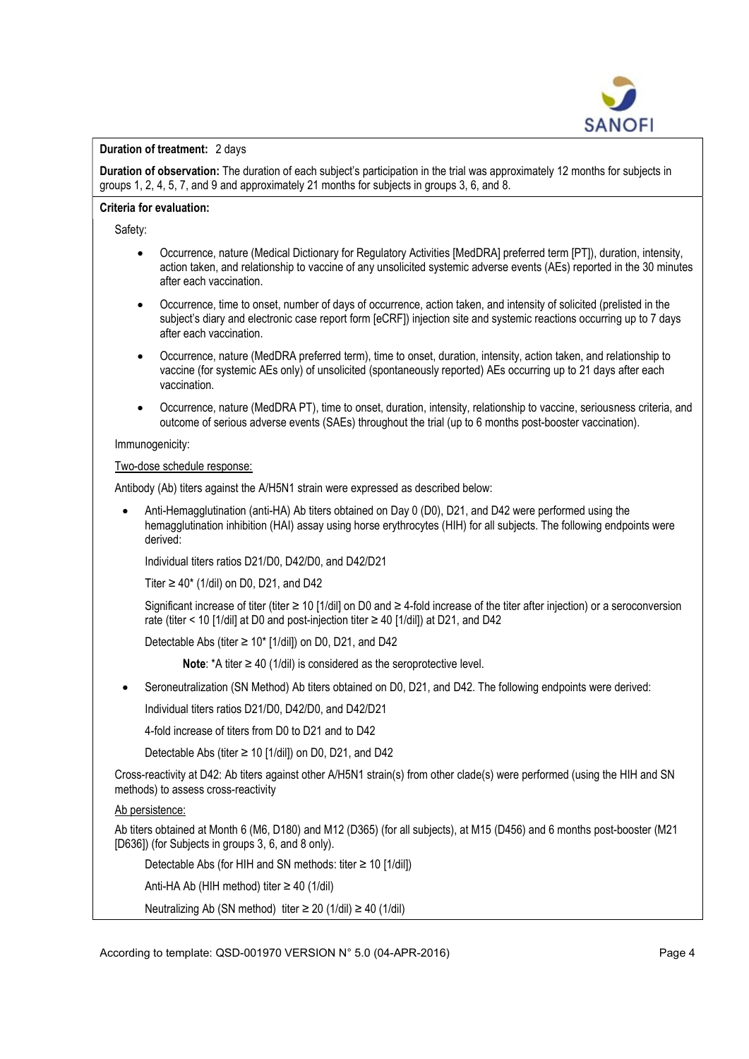**Duration of treatment:** 2 days

**Duration of observation:** The duration of each subject's participation in the trial was approximately 12 months for subjects in groups 1, 2, 4, 5, 7, and 9 and approximately 21 months for subjects in groups 3, 6, and 8.

**Criteria for evaluation:**

Safety:

- Occurrence, nature (Medical Dictionary for Regulatory Activities [MedDRA] preferred term [PT]), duration, intensity, action taken, and relationship to vaccine of any unsolicited systemic adverse events (AEs) reported in the 30 minutes after each vaccination.
- Occurrence, time to onset, number of days of occurrence, action taken, and intensity of solicited (prelisted in the subject's diary and electronic case report form [eCRF]) injection site and systemic reactions occurring up to 7 days after each vaccination.
- Occurrence, nature (MedDRA preferred term), time to onset, duration, intensity, action taken, and relationship to vaccine (for systemic AEs only) of unsolicited (spontaneously reported) AEs occurring up to 21 days after each vaccination.
- Occurrence, nature (MedDRA PT), time to onset, duration, intensity, relationship to vaccine, seriousness criteria, and outcome of serious adverse events (SAEs) throughout the trial (up to 6 months post-booster vaccination).

Immunogenicity:

Two-dose schedule response:

Antibody (Ab) titers against the A/H5N1 strain were expressed as described below:

- Anti-Hemagglutination (anti-HA) Ab titers obtained on Day 0 (D0), D21, and D42 were performed using the hemagglutination inhibition (HAI) assay using horse erythrocytes (HIH) for all subjects. The following endpoints were derived:

  Individual titers ratios D21/D0, D42/D0, and D42/D21

  Titer ≥ 40* (1/dil) on D0, D21, and D42

  Significant increase of titer (titer ≥ 10 [1/dil] on D0 and ≥ 4-fold increase of the titer after injection) or a seroconversion rate (titer < 10 [1/dil] at D0 and post-injection titer ≥ 40 [1/dil]) at D21, and D42

  Detectable Abs (titer ≥ 10* [1/dil]) on D0, D21, and D42

  **Note**: *A titer ≥ 40 (1/dil) is considered as the seroprotective level.

- Seroneutralization (SN Method) Ab titers obtained on D0, D21, and D42. The following endpoints were derived:

  Individual titers ratios D21/D0, D42/D0, and D42/D21

  4-fold increase of titers from D0 to D21 and to D42

  Detectable Abs (titer ≥ 10 [1/dil]) on D0, D21, and D42

Cross-reactivity at D42: Ab titers against other A/H5N1 strain(s) from other clade(s) were performed (using the HIH and SN methods) to assess cross-reactivity

Ab persistence:

Ab titers obtained at Month 6 (M6, D180) and M12 (D365) (for all subjects), at M15 (D456) and 6 months post-booster (M21 [D636]) (for Subjects in groups 3, 6, and 8 only).

Detectable Abs (for HIH and SN methods: titer ≥ 10 [1/dil])

Anti-HA Ab (HIH method) titer ≥ 40 (1/dil)

Neutralizing Ab (SN method) titer ≥ 20 (1/dil) ≥ 40 (1/dil)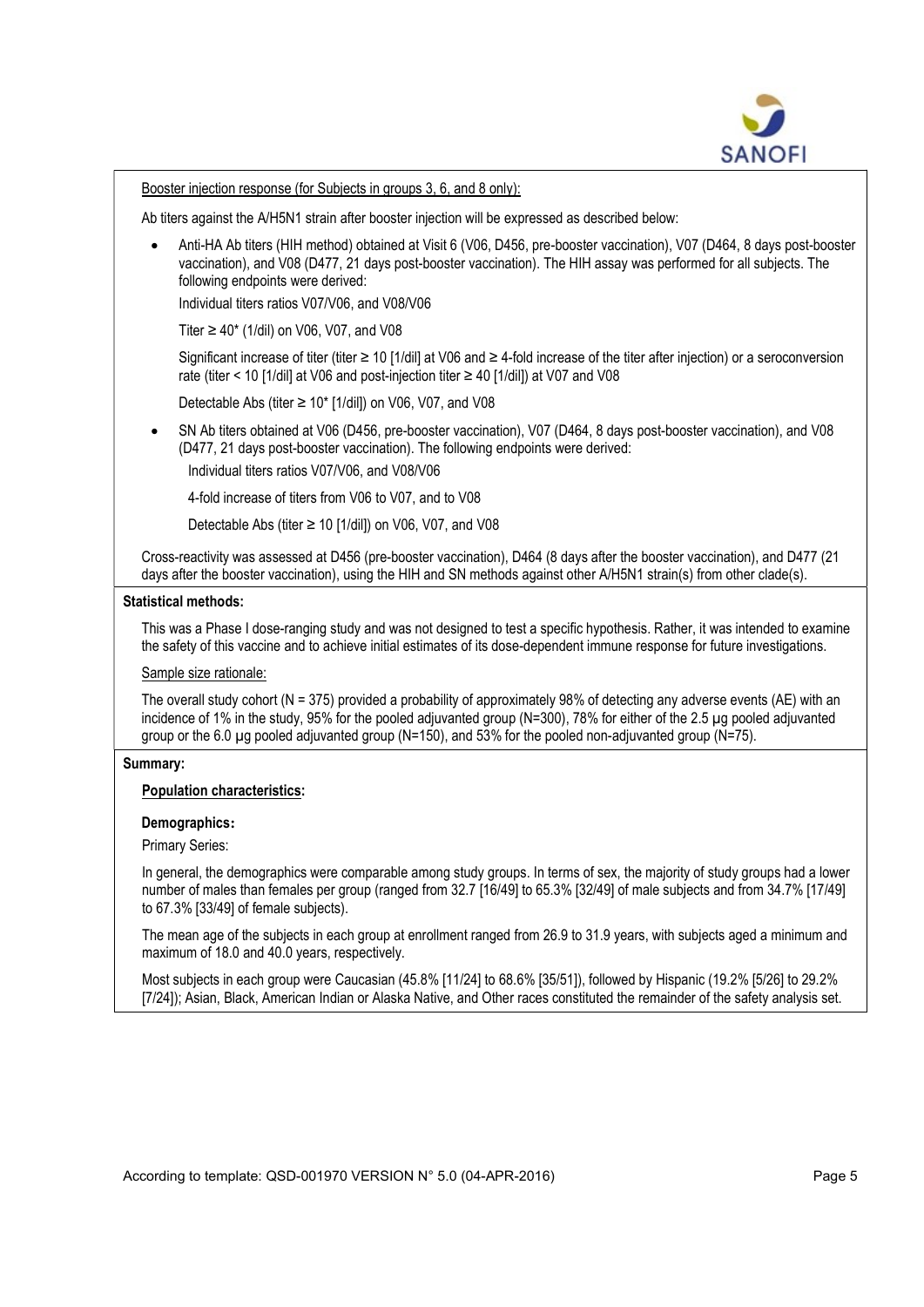Booster injection response (for Subjects in groups 3, 6, and 8 only):

Ab titers against the A/H5N1 strain after booster injection will be expressed as described below:

- Anti-HA Ab titers (HIH method) obtained at Visit 6 (V06, D456, pre-booster vaccination), V07 (D464, 8 days post-booster vaccination), and V08 (D477, 21 days post-booster vaccination). The HIH assay was performed for all subjects. The following endpoints were derived:

  Individual titers ratios V07/V06, and V08/V06

  Titer ≥ 40* (1/dil) on V06, V07, and V08

  Significant increase of titer (titer ≥ 10 [1/dil] at V06 and ≥ 4-fold increase of the titer after injection) or a seroconversion rate (titer < 10 [1/dil] at V06 and post-injection titer ≥ 40 [1/dil]) at V07 and V08

  Detectable Abs (titer ≥ 10* [1/dil]) on V06, V07, and V08

- SN Ab titers obtained at V06 (D456, pre-booster vaccination), V07 (D464, 8 days post-booster vaccination), and V08 (D477, 21 days post-booster vaccination). The following endpoints were derived:

  Individual titers ratios V07/V06, and V08/V06

  4-fold increase of titers from V06 to V07, and to V08

  Detectable Abs (titer ≥ 10 [1/dil]) on V06, V07, and V08

Cross-reactivity was assessed at D456 (pre-booster vaccination), D464 (8 days after the booster vaccination), and D477 (21 days after the booster vaccination), using the HIH and SN methods against other A/H5N1 strain(s) from other clade(s).

**Statistical methods:**

This was a Phase I dose-ranging study and was not designed to test a specific hypothesis. Rather, it was intended to examine the safety of this vaccine and to achieve initial estimates of its dose-dependent immune response for future investigations.

Sample size rationale:

The overall study cohort (N = 375) provided a probability of approximately 98% of detecting any adverse events (AE) with an incidence of 1% in the study, 95% for the pooled adjuvanted group (N=300), 78% for either of the 2.5 µg pooled adjuvanted group or the 6.0 µg pooled adjuvanted group (N=150), and 53% for the pooled non-adjuvanted group (N=75).

**Summary:**

**Population characteristics:**

**Demographics:**

Primary Series:

In general, the demographics were comparable among study groups. In terms of sex, the majority of study groups had a lower number of males than females per group (ranged from 32.7 [16/49] to 65.3% [32/49] of male subjects and from 34.7% [17/49] to 67.3% [33/49] of female subjects).

The mean age of the subjects in each group at enrollment ranged from 26.9 to 31.9 years, with subjects aged a minimum and maximum of 18.0 and 40.0 years, respectively.

Most subjects in each group were Caucasian (45.8% [11/24] to 68.6% [35/51]), followed by Hispanic (19.2% [5/26] to 29.2% [7/24]); Asian, Black, American Indian or Alaska Native, and Other races constituted the remainder of the safety analysis set.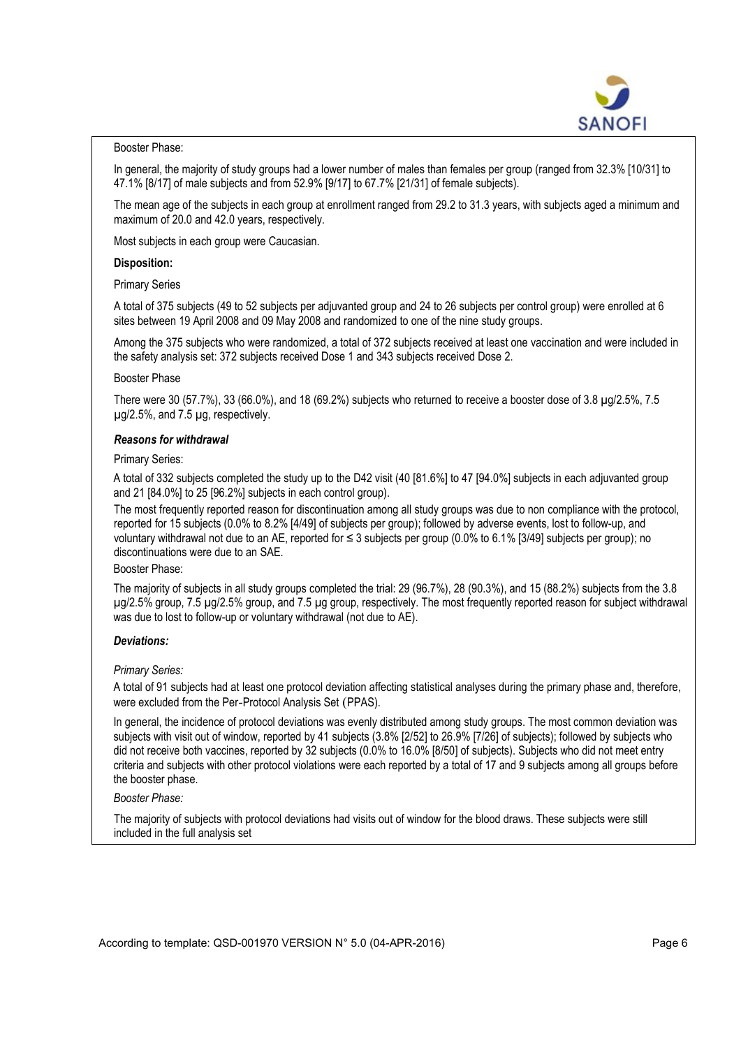Booster Phase:

In general, the majority of study groups had a lower number of males than females per group (ranged from 32.3% [10/31] to 47.1% [8/17] of male subjects and from 52.9% [9/17] to 67.7% [21/31] of female subjects).

The mean age of the subjects in each group at enrollment ranged from 29.2 to 31.3 years, with subjects aged a minimum and maximum of 20.0 and 42.0 years, respectively.

Most subjects in each group were Caucasian.

**Disposition:**

Primary Series

A total of 375 subjects (49 to 52 subjects per adjuvanted group and 24 to 26 subjects per control group) were enrolled at 6 sites between 19 April 2008 and 09 May 2008 and randomized to one of the nine study groups.

Among the 375 subjects who were randomized, a total of 372 subjects received at least one vaccination and were included in the safety analysis set: 372 subjects received Dose 1 and 343 subjects received Dose 2.

Booster Phase

There were 30 (57.7%), 33 (66.0%), and 18 (69.2%) subjects who returned to receive a booster dose of 3.8 µg/2.5%, 7.5 µg/2.5%, and 7.5 µg, respectively.

***Reasons for withdrawal***

Primary Series:

A total of 332 subjects completed the study up to the D42 visit (40 [81.6%] to 47 [94.0%] subjects in each adjuvanted group and 21 [84.0%] to 25 [96.2%] subjects in each control group).

The most frequently reported reason for discontinuation among all study groups was due to non compliance with the protocol, reported for 15 subjects (0.0% to 8.2% [4/49] of subjects per group); followed by adverse events, lost to follow-up, and voluntary withdrawal not due to an AE, reported for ≤ 3 subjects per group (0.0% to 6.1% [3/49] subjects per group); no discontinuations were due to an SAE.

Booster Phase:

The majority of subjects in all study groups completed the trial: 29 (96.7%), 28 (90.3%), and 15 (88.2%) subjects from the 3.8 µg/2.5% group, 7.5 µg/2.5% group, and 7.5 µg group, respectively. The most frequently reported reason for subject withdrawal was due to lost to follow-up or voluntary withdrawal (not due to AE).

***Deviations:***

*Primary Series:*

A total of 91 subjects had at least one protocol deviation affecting statistical analyses during the primary phase and, therefore, were excluded from the Per-Protocol Analysis Set (PPAS).

In general, the incidence of protocol deviations was evenly distributed among study groups. The most common deviation was subjects with visit out of window, reported by 41 subjects (3.8% [2/52] to 26.9% [7/26] of subjects); followed by subjects who did not receive both vaccines, reported by 32 subjects (0.0% to 16.0% [8/50] of subjects). Subjects who did not meet entry criteria and subjects with other protocol violations were each reported by a total of 17 and 9 subjects among all groups before the booster phase.

*Booster Phase:*

The majority of subjects with protocol deviations had visits out of window for the blood draws. These subjects were still included in the full analysis set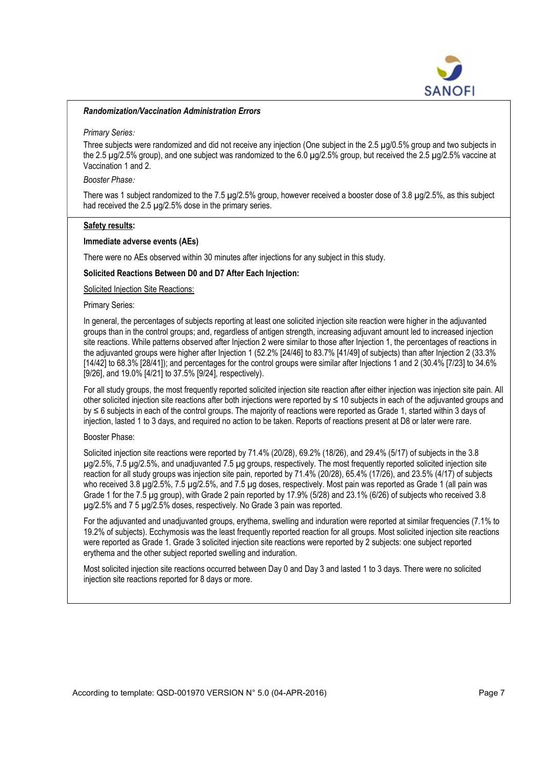***Randomization/Vaccination Administration Errors***

*Primary Series:*

Three subjects were randomized and did not receive any injection (One subject in the 2.5 µg/0.5% group and two subjects in the 2.5 µg/2.5% group), and one subject was randomized to the 6.0 µg/2.5% group, but received the 2.5 µg/2.5% vaccine at Vaccination 1 and 2.

*Booster Phase:*

There was 1 subject randomized to the 7.5 µg/2.5% group, however received a booster dose of 3.8 µg/2.5%, as this subject had received the 2.5 µg/2.5% dose in the primary series.

**Safety results:**

**Immediate adverse events (AEs)**

There were no AEs observed within 30 minutes after injections for any subject in this study.

**Solicited Reactions Between D0 and D7 After Each Injection:**

Solicited Injection Site Reactions:

Primary Series:

In general, the percentages of subjects reporting at least one solicited injection site reaction were higher in the adjuvanted groups than in the control groups; and, regardless of antigen strength, increasing adjuvant amount led to increased injection site reactions. While patterns observed after Injection 2 were similar to those after Injection 1, the percentages of reactions in the adjuvanted groups were higher after Injection 1 (52.2% [24/46] to 83.7% [41/49] of subjects) than after Injection 2 (33.3% [14/42] to 68.3% [28/41]); and percentages for the control groups were similar after Injections 1 and 2 (30.4% [7/23] to 34.6% [9/26], and 19.0% [4/21] to 37.5% [9/24], respectively).

For all study groups, the most frequently reported solicited injection site reaction after either injection was injection site pain. All other solicited injection site reactions after both injections were reported by ≤ 10 subjects in each of the adjuvanted groups and by ≤ 6 subjects in each of the control groups. The majority of reactions were reported as Grade 1, started within 3 days of injection, lasted 1 to 3 days, and required no action to be taken. Reports of reactions present at D8 or later were rare.

Booster Phase:

Solicited injection site reactions were reported by 71.4% (20/28), 69.2% (18/26), and 29.4% (5/17) of subjects in the 3.8 µg/2.5%, 7.5 µg/2.5%, and unadjuvanted 7.5 µg groups, respectively. The most frequently reported solicited injection site reaction for all study groups was injection site pain, reported by 71.4% (20/28), 65.4% (17/26), and 23.5% (4/17) of subjects who received 3.8 µg/2.5%, 7.5 µg/2.5%, and 7.5 µg doses, respectively. Most pain was reported as Grade 1 (all pain was Grade 1 for the 7.5 µg group), with Grade 2 pain reported by 17.9% (5/28) and 23.1% (6/26) of subjects who received 3.8 µg/2.5% and 7 5 µg/2.5% doses, respectively. No Grade 3 pain was reported.

For the adjuvanted and unadjuvanted groups, erythema, swelling and induration were reported at similar frequencies (7.1% to 19.2% of subjects). Ecchymosis was the least frequently reported reaction for all groups. Most solicited injection site reactions were reported as Grade 1. Grade 3 solicited injection site reactions were reported by 2 subjects: one subject reported erythema and the other subject reported swelling and induration.

Most solicited injection site reactions occurred between Day 0 and Day 3 and lasted 1 to 3 days. There were no solicited injection site reactions reported for 8 days or more.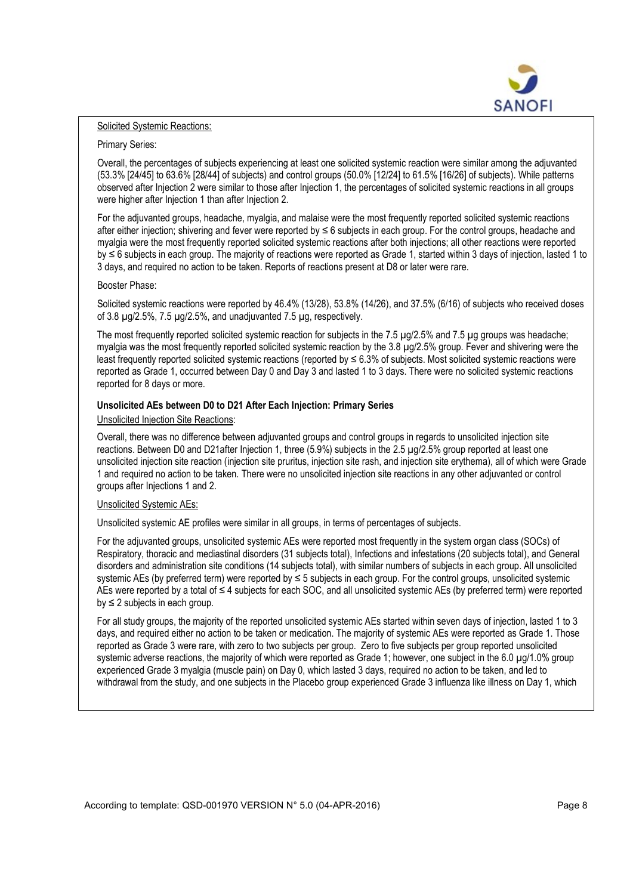Solicited Systemic Reactions:

Primary Series:

Overall, the percentages of subjects experiencing at least one solicited systemic reaction were similar among the adjuvanted (53.3% [24/45] to 63.6% [28/44] of subjects) and control groups (50.0% [12/24] to 61.5% [16/26] of subjects). While patterns observed after Injection 2 were similar to those after Injection 1, the percentages of solicited systemic reactions in all groups were higher after Injection 1 than after Injection 2.

For the adjuvanted groups, headache, myalgia, and malaise were the most frequently reported solicited systemic reactions after either injection; shivering and fever were reported by ≤ 6 subjects in each group. For the control groups, headache and myalgia were the most frequently reported solicited systemic reactions after both injections; all other reactions were reported by ≤ 6 subjects in each group. The majority of reactions were reported as Grade 1, started within 3 days of injection, lasted 1 to 3 days, and required no action to be taken. Reports of reactions present at D8 or later were rare.

Booster Phase:

Solicited systemic reactions were reported by 46.4% (13/28), 53.8% (14/26), and 37.5% (6/16) of subjects who received doses of 3.8 µg/2.5%, 7.5 µg/2.5%, and unadjuvanted 7.5 µg, respectively.

The most frequently reported solicited systemic reaction for subjects in the 7.5 µg/2.5% and 7.5 µg groups was headache; myalgia was the most frequently reported solicited systemic reaction by the 3.8 µg/2.5% group. Fever and shivering were the least frequently reported solicited systemic reactions (reported by ≤ 6.3% of subjects. Most solicited systemic reactions were reported as Grade 1, occurred between Day 0 and Day 3 and lasted 1 to 3 days. There were no solicited systemic reactions reported for 8 days or more.

**Unsolicited AEs between D0 to D21 After Each Injection: Primary Series**

Unsolicited Injection Site Reactions:

Overall, there was no difference between adjuvanted groups and control groups in regards to unsolicited injection site reactions. Between D0 and D21after Injection 1, three (5.9%) subjects in the 2.5 µg/2.5% group reported at least one unsolicited injection site reaction (injection site pruritus, injection site rash, and injection site erythema), all of which were Grade 1 and required no action to be taken. There were no unsolicited injection site reactions in any other adjuvanted or control groups after Injections 1 and 2.

Unsolicited Systemic AEs:

Unsolicited systemic AE profiles were similar in all groups, in terms of percentages of subjects.

For the adjuvanted groups, unsolicited systemic AEs were reported most frequently in the system organ class (SOCs) of Respiratory, thoracic and mediastinal disorders (31 subjects total), Infections and infestations (20 subjects total), and General disorders and administration site conditions (14 subjects total), with similar numbers of subjects in each group. All unsolicited systemic AEs (by preferred term) were reported by ≤ 5 subjects in each group. For the control groups, unsolicited systemic AEs were reported by a total of ≤ 4 subjects for each SOC, and all unsolicited systemic AEs (by preferred term) were reported by ≤ 2 subjects in each group.

For all study groups, the majority of the reported unsolicited systemic AEs started within seven days of injection, lasted 1 to 3 days, and required either no action to be taken or medication. The majority of systemic AEs were reported as Grade 1. Those reported as Grade 3 were rare, with zero to two subjects per group. Zero to five subjects per group reported unsolicited systemic adverse reactions, the majority of which were reported as Grade 1; however, one subject in the 6.0 µg/1.0% group experienced Grade 3 myalgia (muscle pain) on Day 0, which lasted 3 days, required no action to be taken, and led to withdrawal from the study, and one subjects in the Placebo group experienced Grade 3 influenza like illness on Day 1, which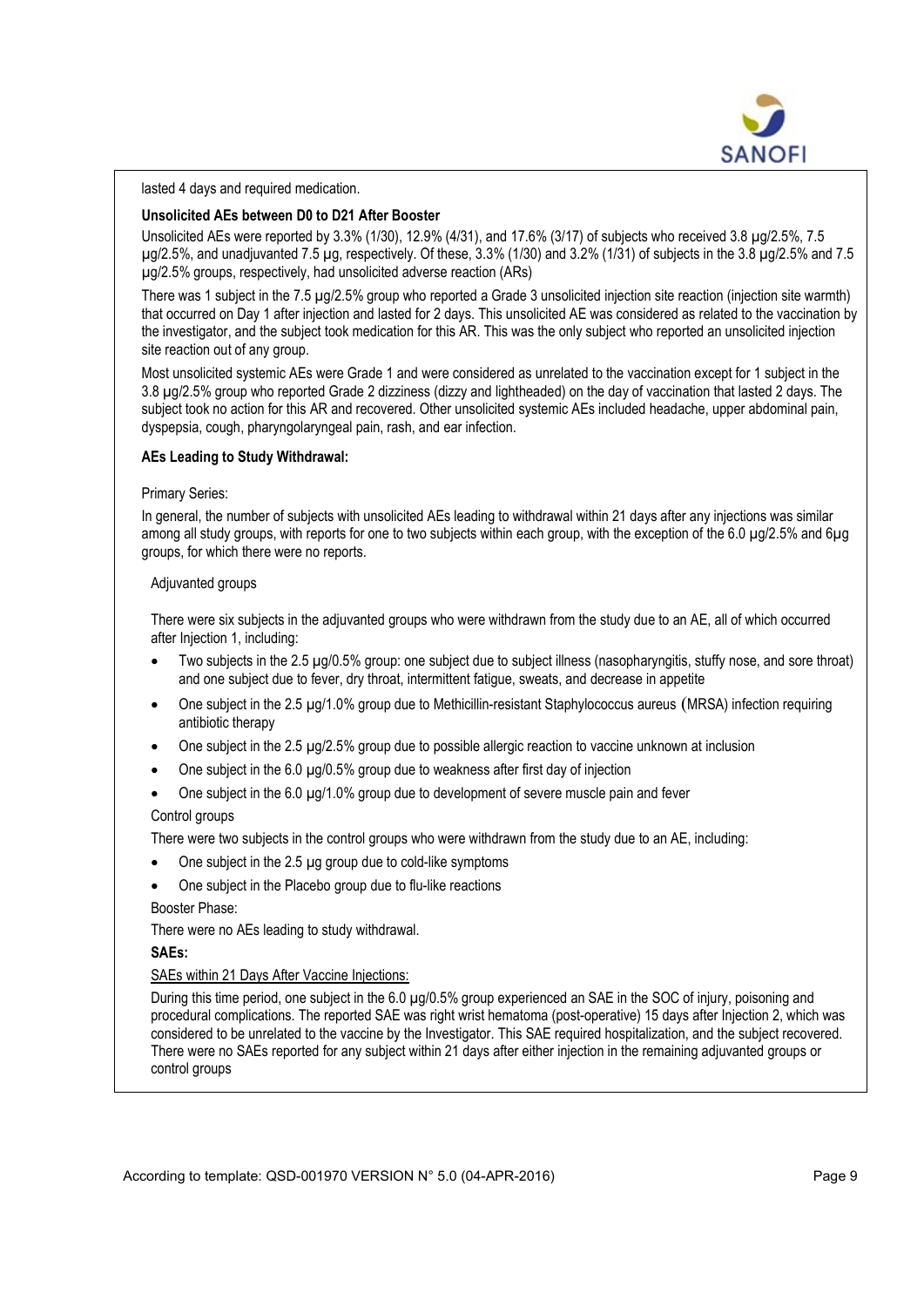lasted 4 days and required medication.

**Unsolicited AEs between D0 to D21 After Booster**

Unsolicited AEs were reported by 3.3% (1/30), 12.9% (4/31), and 17.6% (3/17) of subjects who received 3.8 µg/2.5%, 7.5 µg/2.5%, and unadjuvanted 7.5 µg, respectively. Of these, 3.3% (1/30) and 3.2% (1/31) of subjects in the 3.8 µg/2.5% and 7.5 µg/2.5% groups, respectively, had unsolicited adverse reaction (ARs)

There was 1 subject in the 7.5 µg/2.5% group who reported a Grade 3 unsolicited injection site reaction (injection site warmth) that occurred on Day 1 after injection and lasted for 2 days. This unsolicited AE was considered as related to the vaccination by the investigator, and the subject took medication for this AR. This was the only subject who reported an unsolicited injection site reaction out of any group.

Most unsolicited systemic AEs were Grade 1 and were considered as unrelated to the vaccination except for 1 subject in the 3.8 µg/2.5% group who reported Grade 2 dizziness (dizzy and lightheaded) on the day of vaccination that lasted 2 days. The subject took no action for this AR and recovered. Other unsolicited systemic AEs included headache, upper abdominal pain, dyspepsia, cough, pharyngolaryngeal pain, rash, and ear infection.

**AEs Leading to Study Withdrawal:**

Primary Series:

In general, the number of subjects with unsolicited AEs leading to withdrawal within 21 days after any injections was similar among all study groups, with reports for one to two subjects within each group, with the exception of the 6.0 µg/2.5% and 6µg groups, for which there were no reports.

Adjuvanted groups

There were six subjects in the adjuvanted groups who were withdrawn from the study due to an AE, all of which occurred after Injection 1, including:

- Two subjects in the 2.5 µg/0.5% group: one subject due to subject illness (nasopharyngitis, stuffy nose, and sore throat) and one subject due to fever, dry throat, intermittent fatigue, sweats, and decrease in appetite
- One subject in the 2.5 µg/1.0% group due to Methicillin-resistant Staphylococcus aureus (MRSA) infection requiring antibiotic therapy
- One subject in the 2.5 µg/2.5% group due to possible allergic reaction to vaccine unknown at inclusion
- One subject in the 6.0 µg/0.5% group due to weakness after first day of injection
- One subject in the 6.0 µg/1.0% group due to development of severe muscle pain and fever

Control groups

There were two subjects in the control groups who were withdrawn from the study due to an AE, including:

- One subject in the 2.5 µg group due to cold-like symptoms
- One subject in the Placebo group due to flu-like reactions

Booster Phase:

There were no AEs leading to study withdrawal.

**SAEs:**

SAEs within 21 Days After Vaccine Injections:

During this time period, one subject in the 6.0 µg/0.5% group experienced an SAE in the SOC of injury, poisoning and procedural complications. The reported SAE was right wrist hematoma (post-operative) 15 days after Injection 2, which was considered to be unrelated to the vaccine by the Investigator. This SAE required hospitalization, and the subject recovered. There were no SAEs reported for any subject within 21 days after either injection in the remaining adjuvanted groups or control groups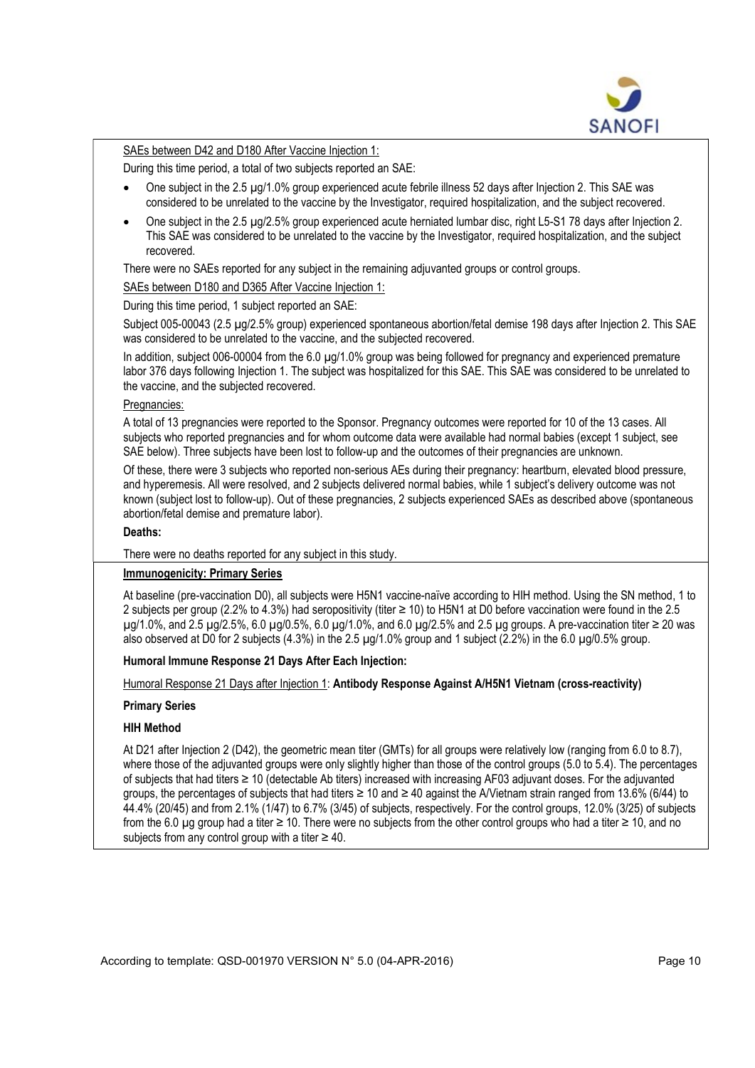SAEs between D42 and D180 After Vaccine Injection 1:

During this time period, a total of two subjects reported an SAE:

- One subject in the 2.5 µg/1.0% group experienced acute febrile illness 52 days after Injection 2. This SAE was considered to be unrelated to the vaccine by the Investigator, required hospitalization, and the subject recovered.
- One subject in the 2.5 µg/2.5% group experienced acute herniated lumbar disc, right L5-S1 78 days after Injection 2. This SAE was considered to be unrelated to the vaccine by the Investigator, required hospitalization, and the subject recovered.

There were no SAEs reported for any subject in the remaining adjuvanted groups or control groups.

SAEs between D180 and D365 After Vaccine Injection 1:

During this time period, 1 subject reported an SAE:

Subject 005-00043 (2.5 µg/2.5% group) experienced spontaneous abortion/fetal demise 198 days after Injection 2. This SAE was considered to be unrelated to the vaccine, and the subjected recovered.

In addition, subject 006-00004 from the 6.0 µg/1.0% group was being followed for pregnancy and experienced premature labor 376 days following Injection 1. The subject was hospitalized for this SAE. This SAE was considered to be unrelated to the vaccine, and the subjected recovered.

Pregnancies:

A total of 13 pregnancies were reported to the Sponsor. Pregnancy outcomes were reported for 10 of the 13 cases. All subjects who reported pregnancies and for whom outcome data were available had normal babies (except 1 subject, see SAE below). Three subjects have been lost to follow-up and the outcomes of their pregnancies are unknown.

Of these, there were 3 subjects who reported non-serious AEs during their pregnancy: heartburn, elevated blood pressure, and hyperemesis. All were resolved, and 2 subjects delivered normal babies, while 1 subject's delivery outcome was not known (subject lost to follow-up). Out of these pregnancies, 2 subjects experienced SAEs as described above (spontaneous abortion/fetal demise and premature labor).

**Deaths:**

There were no deaths reported for any subject in this study.

**Immunogenicity: Primary Series**

At baseline (pre-vaccination D0), all subjects were H5N1 vaccine-naïve according to HIH method. Using the SN method, 1 to 2 subjects per group (2.2% to 4.3%) had seropositivity (titer ≥ 10) to H5N1 at D0 before vaccination were found in the 2.5 µg/1.0%, and 2.5 µg/2.5%, 6.0 µg/0.5%, 6.0 µg/1.0%, and 6.0 µg/2.5% and 2.5 µg groups. A pre-vaccination titer ≥ 20 was also observed at D0 for 2 subjects (4.3%) in the 2.5 µg/1.0% group and 1 subject (2.2%) in the 6.0 µg/0.5% group.

**Humoral Immune Response 21 Days After Each Injection:**

Humoral Response 21 Days after Injection 1: **Antibody Response Against A/H5N1 Vietnam (cross-reactivity)**

**Primary Series**

**HIH Method**

At D21 after Injection 2 (D42), the geometric mean titer (GMTs) for all groups were relatively low (ranging from 6.0 to 8.7), where those of the adjuvanted groups were only slightly higher than those of the control groups (5.0 to 5.4). The percentages of subjects that had titers ≥ 10 (detectable Ab titers) increased with increasing AF03 adjuvant doses. For the adjuvanted groups, the percentages of subjects that had titers ≥ 10 and ≥ 40 against the A/Vietnam strain ranged from 13.6% (6/44) to 44.4% (20/45) and from 2.1% (1/47) to 6.7% (3/45) of subjects, respectively. For the control groups, 12.0% (3/25) of subjects from the 6.0 µg group had a titer ≥ 10. There were no subjects from the other control groups who had a titer ≥ 10, and no subjects from any control group with a titer ≥ 40.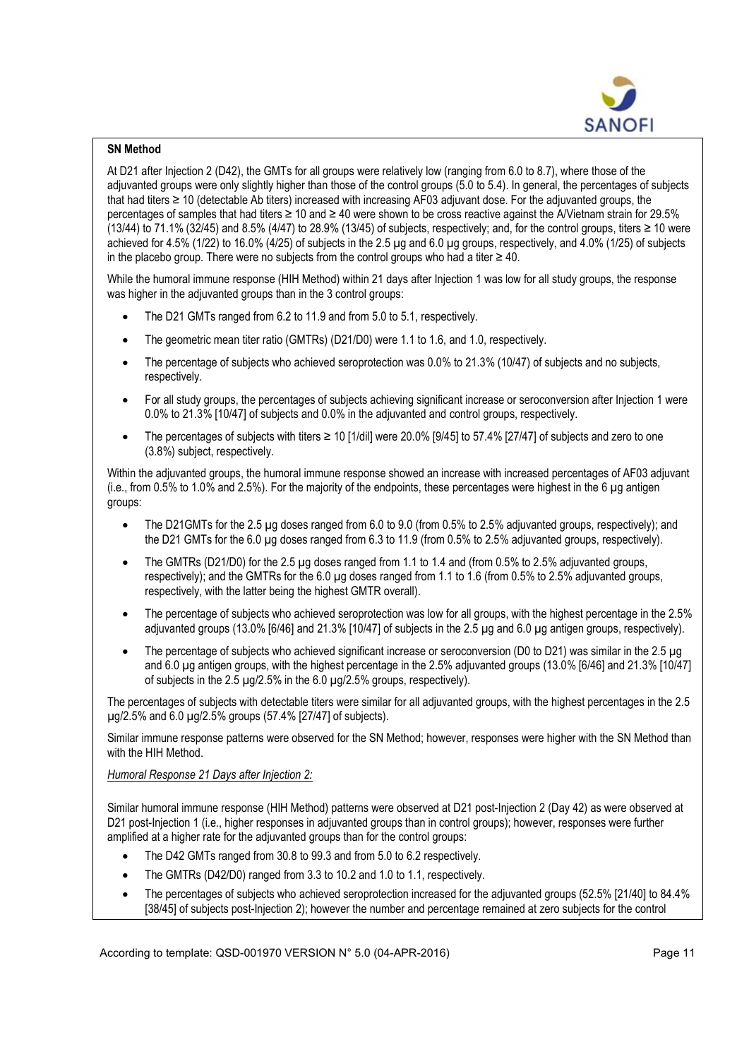**SN Method**

At D21 after Injection 2 (D42), the GMTs for all groups were relatively low (ranging from 6.0 to 8.7), where those of the adjuvanted groups were only slightly higher than those of the control groups (5.0 to 5.4). In general, the percentages of subjects that had titers ≥ 10 (detectable Ab titers) increased with increasing AF03 adjuvant dose. For the adjuvanted groups, the percentages of samples that had titers ≥ 10 and ≥ 40 were shown to be cross reactive against the A/Vietnam strain for 29.5% (13/44) to 71.1% (32/45) and 8.5% (4/47) to 28.9% (13/45) of subjects, respectively; and, for the control groups, titers ≥ 10 were achieved for 4.5% (1/22) to 16.0% (4/25) of subjects in the 2.5 µg and 6.0 µg groups, respectively, and 4.0% (1/25) of subjects in the placebo group. There were no subjects from the control groups who had a titer ≥ 40.

While the humoral immune response (HIH Method) within 21 days after Injection 1 was low for all study groups, the response was higher in the adjuvanted groups than in the 3 control groups:

- The D21 GMTs ranged from 6.2 to 11.9 and from 5.0 to 5.1, respectively.
- The geometric mean titer ratio (GMTRs) (D21/D0) were 1.1 to 1.6, and 1.0, respectively.
- The percentage of subjects who achieved seroprotection was 0.0% to 21.3% (10/47) of subjects and no subjects, respectively.
- For all study groups, the percentages of subjects achieving significant increase or seroconversion after Injection 1 were 0.0% to 21.3% [10/47] of subjects and 0.0% in the adjuvanted and control groups, respectively.
- The percentages of subjects with titers ≥ 10 [1/dil] were 20.0% [9/45] to 57.4% [27/47] of subjects and zero to one (3.8%) subject, respectively.

Within the adjuvanted groups, the humoral immune response showed an increase with increased percentages of AF03 adjuvant (i.e., from 0.5% to 1.0% and 2.5%). For the majority of the endpoints, these percentages were highest in the 6 µg antigen groups:

- The D21GMTs for the 2.5 µg doses ranged from 6.0 to 9.0 (from 0.5% to 2.5% adjuvanted groups, respectively); and the D21 GMTs for the 6.0 µg doses ranged from 6.3 to 11.9 (from 0.5% to 2.5% adjuvanted groups, respectively).
- The GMTRs (D21/D0) for the 2.5 µg doses ranged from 1.1 to 1.4 and (from 0.5% to 2.5% adjuvanted groups, respectively); and the GMTRs for the 6.0 µg doses ranged from 1.1 to 1.6 (from 0.5% to 2.5% adjuvanted groups, respectively, with the latter being the highest GMTR overall).
- The percentage of subjects who achieved seroprotection was low for all groups, with the highest percentage in the 2.5% adjuvanted groups (13.0% [6/46] and 21.3% [10/47] of subjects in the 2.5 µg and 6.0 µg antigen groups, respectively).
- The percentage of subjects who achieved significant increase or seroconversion (D0 to D21) was similar in the 2.5 µg and 6.0 µg antigen groups, with the highest percentage in the 2.5% adjuvanted groups (13.0% [6/46] and 21.3% [10/47] of subjects in the 2.5 µg/2.5% in the 6.0 µg/2.5% groups, respectively).

The percentages of subjects with detectable titers were similar for all adjuvanted groups, with the highest percentages in the 2.5 µg/2.5% and 6.0 µg/2.5% groups (57.4% [27/47] of subjects).

Similar immune response patterns were observed for the SN Method; however, responses were higher with the SN Method than with the HIH Method.

*Humoral Response 21 Days after Injection 2:*

Similar humoral immune response (HIH Method) patterns were observed at D21 post-Injection 2 (Day 42) as were observed at D21 post-Injection 1 (i.e., higher responses in adjuvanted groups than in control groups); however, responses were further amplified at a higher rate for the adjuvanted groups than for the control groups:

- The D42 GMTs ranged from 30.8 to 99.3 and from 5.0 to 6.2 respectively.
- The GMTRs (D42/D0) ranged from 3.3 to 10.2 and 1.0 to 1.1, respectively.
- The percentages of subjects who achieved seroprotection increased for the adjuvanted groups (52.5% [21/40] to 84.4% [38/45] of subjects post-Injection 2); however the number and percentage remained at zero subjects for the control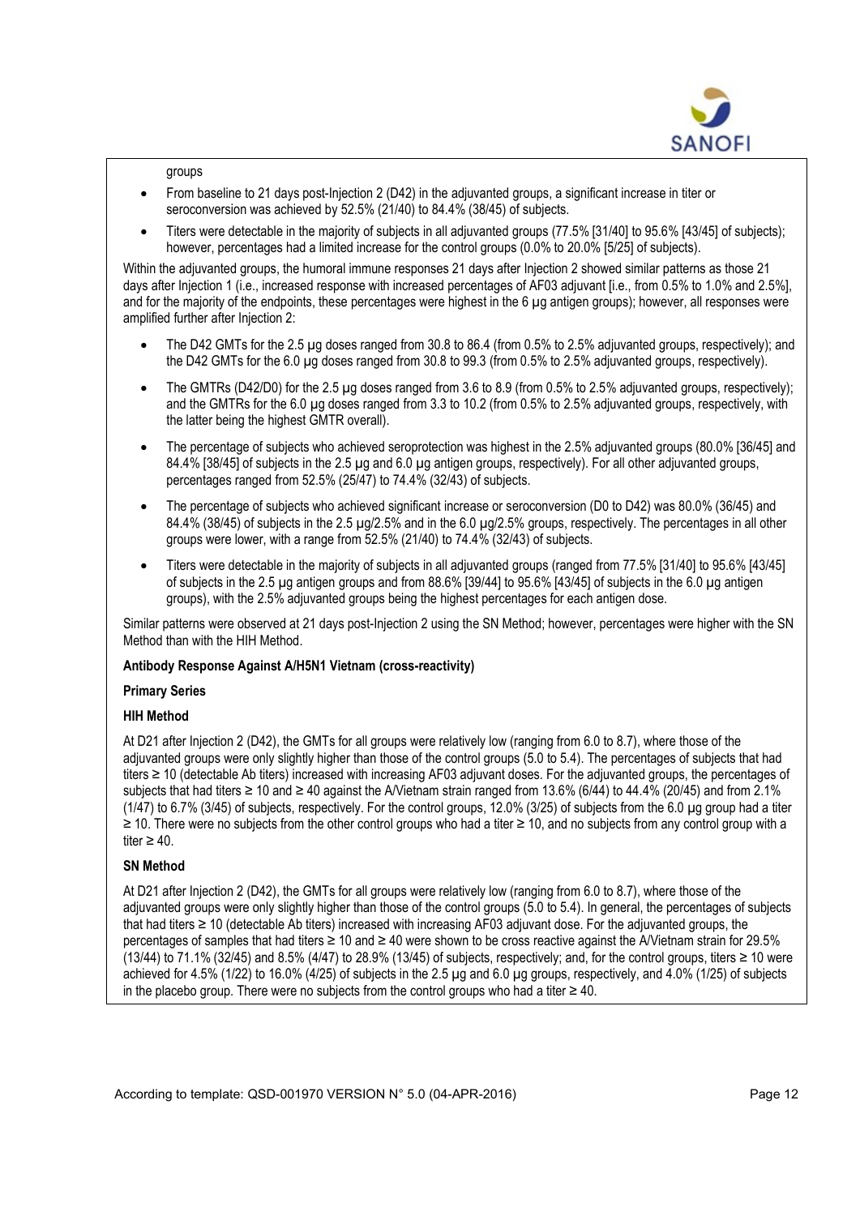groups

- From baseline to 21 days post-Injection 2 (D42) in the adjuvanted groups, a significant increase in titer or seroconversion was achieved by 52.5% (21/40) to 84.4% (38/45) of subjects.
- Titers were detectable in the majority of subjects in all adjuvanted groups (77.5% [31/40] to 95.6% [43/45] of subjects); however, percentages had a limited increase for the control groups (0.0% to 20.0% [5/25] of subjects).

Within the adjuvanted groups, the humoral immune responses 21 days after Injection 2 showed similar patterns as those 21 days after Injection 1 (i.e., increased response with increased percentages of AF03 adjuvant [i.e., from 0.5% to 1.0% and 2.5%], and for the majority of the endpoints, these percentages were highest in the 6 µg antigen groups); however, all responses were amplified further after Injection 2:

- The D42 GMTs for the 2.5 µg doses ranged from 30.8 to 86.4 (from 0.5% to 2.5% adjuvanted groups, respectively); and the D42 GMTs for the 6.0 µg doses ranged from 30.8 to 99.3 (from 0.5% to 2.5% adjuvanted groups, respectively).
- The GMTRs (D42/D0) for the 2.5 µg doses ranged from 3.6 to 8.9 (from 0.5% to 2.5% adjuvanted groups, respectively); and the GMTRs for the 6.0 µg doses ranged from 3.3 to 10.2 (from 0.5% to 2.5% adjuvanted groups, respectively, with the latter being the highest GMTR overall).
- The percentage of subjects who achieved seroprotection was highest in the 2.5% adjuvanted groups (80.0% [36/45] and 84.4% [38/45] of subjects in the 2.5 µg and 6.0 µg antigen groups, respectively). For all other adjuvanted groups, percentages ranged from 52.5% (25/47) to 74.4% (32/43) of subjects.
- The percentage of subjects who achieved significant increase or seroconversion (D0 to D42) was 80.0% (36/45) and 84.4% (38/45) of subjects in the 2.5 µg/2.5% and in the 6.0 µg/2.5% groups, respectively. The percentages in all other groups were lower, with a range from 52.5% (21/40) to 74.4% (32/43) of subjects.
- Titers were detectable in the majority of subjects in all adjuvanted groups (ranged from 77.5% [31/40] to 95.6% [43/45] of subjects in the 2.5 µg antigen groups and from 88.6% [39/44] to 95.6% [43/45] of subjects in the 6.0 µg antigen groups), with the 2.5% adjuvanted groups being the highest percentages for each antigen dose.

Similar patterns were observed at 21 days post-Injection 2 using the SN Method; however, percentages were higher with the SN Method than with the HIH Method.

**Antibody Response Against A/H5N1 Vietnam (cross-reactivity)**

**Primary Series**

**HIH Method**

At D21 after Injection 2 (D42), the GMTs for all groups were relatively low (ranging from 6.0 to 8.7), where those of the adjuvanted groups were only slightly higher than those of the control groups (5.0 to 5.4). The percentages of subjects that had titers ≥ 10 (detectable Ab titers) increased with increasing AF03 adjuvant doses. For the adjuvanted groups, the percentages of subjects that had titers ≥ 10 and ≥ 40 against the A/Vietnam strain ranged from 13.6% (6/44) to 44.4% (20/45) and from 2.1% (1/47) to 6.7% (3/45) of subjects, respectively. For the control groups, 12.0% (3/25) of subjects from the 6.0 µg group had a titer ≥ 10. There were no subjects from the other control groups who had a titer ≥ 10, and no subjects from any control group with a titer ≥ 40.

**SN Method**

At D21 after Injection 2 (D42), the GMTs for all groups were relatively low (ranging from 6.0 to 8.7), where those of the adjuvanted groups were only slightly higher than those of the control groups (5.0 to 5.4). In general, the percentages of subjects that had titers ≥ 10 (detectable Ab titers) increased with increasing AF03 adjuvant dose. For the adjuvanted groups, the percentages of samples that had titers ≥ 10 and ≥ 40 were shown to be cross reactive against the A/Vietnam strain for 29.5% (13/44) to 71.1% (32/45) and 8.5% (4/47) to 28.9% (13/45) of subjects, respectively; and, for the control groups, titers ≥ 10 were achieved for 4.5% (1/22) to 16.0% (4/25) of subjects in the 2.5 µg and 6.0 µg groups, respectively, and 4.0% (1/25) of subjects in the placebo group. There were no subjects from the control groups who had a titer ≥ 40.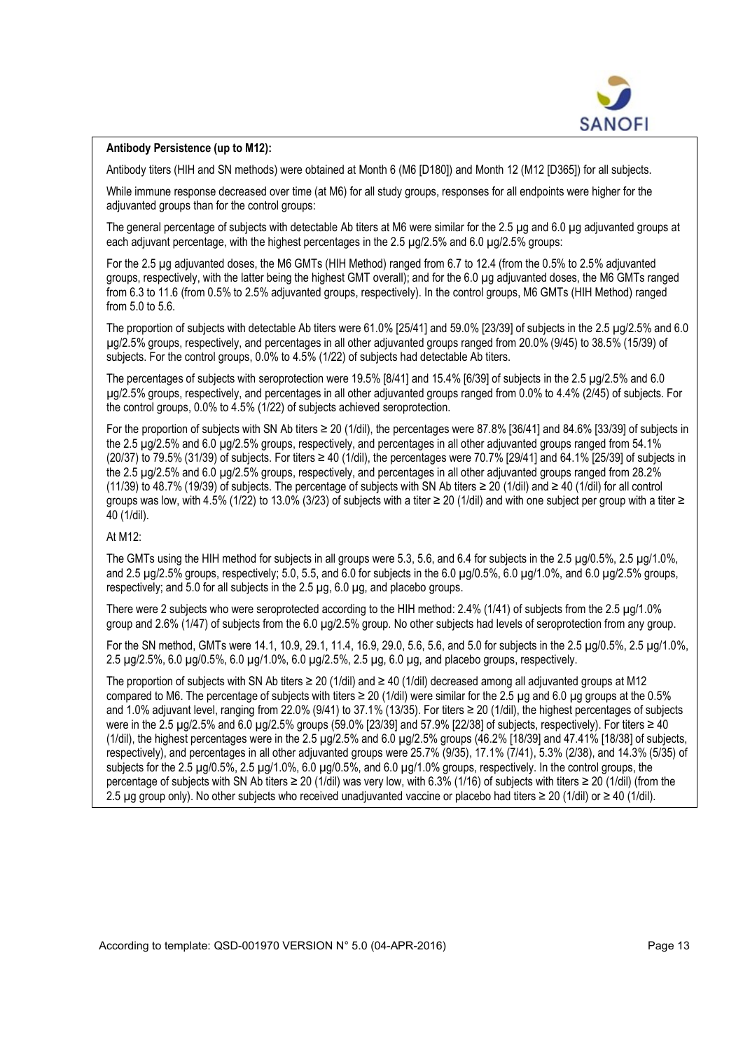**Antibody Persistence (up to M12):**

Antibody titers (HIH and SN methods) were obtained at Month 6 (M6 [D180]) and Month 12 (M12 [D365]) for all subjects.

While immune response decreased over time (at M6) for all study groups, responses for all endpoints were higher for the adjuvanted groups than for the control groups:

The general percentage of subjects with detectable Ab titers at M6 were similar for the 2.5 µg and 6.0 µg adjuvanted groups at each adjuvant percentage, with the highest percentages in the 2.5 µg/2.5% and 6.0 µg/2.5% groups:

For the 2.5 µg adjuvanted doses, the M6 GMTs (HIH Method) ranged from 6.7 to 12.4 (from the 0.5% to 2.5% adjuvanted groups, respectively, with the latter being the highest GMT overall); and for the 6.0 µg adjuvanted doses, the M6 GMTs ranged from 6.3 to 11.6 (from 0.5% to 2.5% adjuvanted groups, respectively). In the control groups, M6 GMTs (HIH Method) ranged from 5.0 to 5.6.

The proportion of subjects with detectable Ab titers were 61.0% [25/41] and 59.0% [23/39] of subjects in the 2.5 µg/2.5% and 6.0 µg/2.5% groups, respectively, and percentages in all other adjuvanted groups ranged from 20.0% (9/45) to 38.5% (15/39) of subjects. For the control groups, 0.0% to 4.5% (1/22) of subjects had detectable Ab titers.

The percentages of subjects with seroprotection were 19.5% [8/41] and 15.4% [6/39] of subjects in the 2.5 µg/2.5% and 6.0 µg/2.5% groups, respectively, and percentages in all other adjuvanted groups ranged from 0.0% to 4.4% (2/45) of subjects. For the control groups, 0.0% to 4.5% (1/22) of subjects achieved seroprotection.

For the proportion of subjects with SN Ab titers ≥ 20 (1/dil), the percentages were 87.8% [36/41] and 84.6% [33/39] of subjects in the 2.5 µg/2.5% and 6.0 µg/2.5% groups, respectively, and percentages in all other adjuvanted groups ranged from 54.1% (20/37) to 79.5% (31/39) of subjects. For titers ≥ 40 (1/dil), the percentages were 70.7% [29/41] and 64.1% [25/39] of subjects in the 2.5 µg/2.5% and 6.0 µg/2.5% groups, respectively, and percentages in all other adjuvanted groups ranged from 28.2% (11/39) to 48.7% (19/39) of subjects. The percentage of subjects with SN Ab titers ≥ 20 (1/dil) and ≥ 40 (1/dil) for all control groups was low, with 4.5% (1/22) to 13.0% (3/23) of subjects with a titer ≥ 20 (1/dil) and with one subject per group with a titer ≥ 40 (1/dil).

At M12:

The GMTs using the HIH method for subjects in all groups were 5.3, 5.6, and 6.4 for subjects in the 2.5 µg/0.5%, 2.5 µg/1.0%, and 2.5 µg/2.5% groups, respectively; 5.0, 5.5, and 6.0 for subjects in the 6.0 µg/0.5%, 6.0 µg/1.0%, and 6.0 µg/2.5% groups, respectively; and 5.0 for all subjects in the 2.5 µg, 6.0 µg, and placebo groups.

There were 2 subjects who were seroprotected according to the HIH method: 2.4% (1/41) of subjects from the 2.5 µg/1.0% group and 2.6% (1/47) of subjects from the 6.0 µg/2.5% group. No other subjects had levels of seroprotection from any group.

For the SN method, GMTs were 14.1, 10.9, 29.1, 11.4, 16.9, 29.0, 5.6, 5.6, and 5.0 for subjects in the 2.5 µg/0.5%, 2.5 µg/1.0%, 2.5 µg/2.5%, 6.0 µg/0.5%, 6.0 µg/1.0%, 6.0 µg/2.5%, 2.5 µg, 6.0 µg, and placebo groups, respectively.

The proportion of subjects with SN Ab titers ≥ 20 (1/dil) and ≥ 40 (1/dil) decreased among all adjuvanted groups at M12 compared to M6. The percentage of subjects with titers ≥ 20 (1/dil) were similar for the 2.5 µg and 6.0 µg groups at the 0.5% and 1.0% adjuvant level, ranging from 22.0% (9/41) to 37.1% (13/35). For titers ≥ 20 (1/dil), the highest percentages of subjects were in the 2.5 µg/2.5% and 6.0 µg/2.5% groups (59.0% [23/39] and 57.9% [22/38] of subjects, respectively). For titers ≥ 40 (1/dil), the highest percentages were in the 2.5 µg/2.5% and 6.0 µg/2.5% groups (46.2% [18/39] and 47.41% [18/38] of subjects, respectively), and percentages in all other adjuvanted groups were 25.7% (9/35), 17.1% (7/41), 5.3% (2/38), and 14.3% (5/35) of subjects for the 2.5 µg/0.5%, 2.5 µg/1.0%, 6.0 µg/0.5%, and 6.0 µg/1.0% groups, respectively. In the control groups, the percentage of subjects with SN Ab titers ≥ 20 (1/dil) was very low, with 6.3% (1/16) of subjects with titers ≥ 20 (1/dil) (from the 2.5 µg group only). No other subjects who received unadjuvanted vaccine or placebo had titers ≥ 20 (1/dil) or ≥ 40 (1/dil).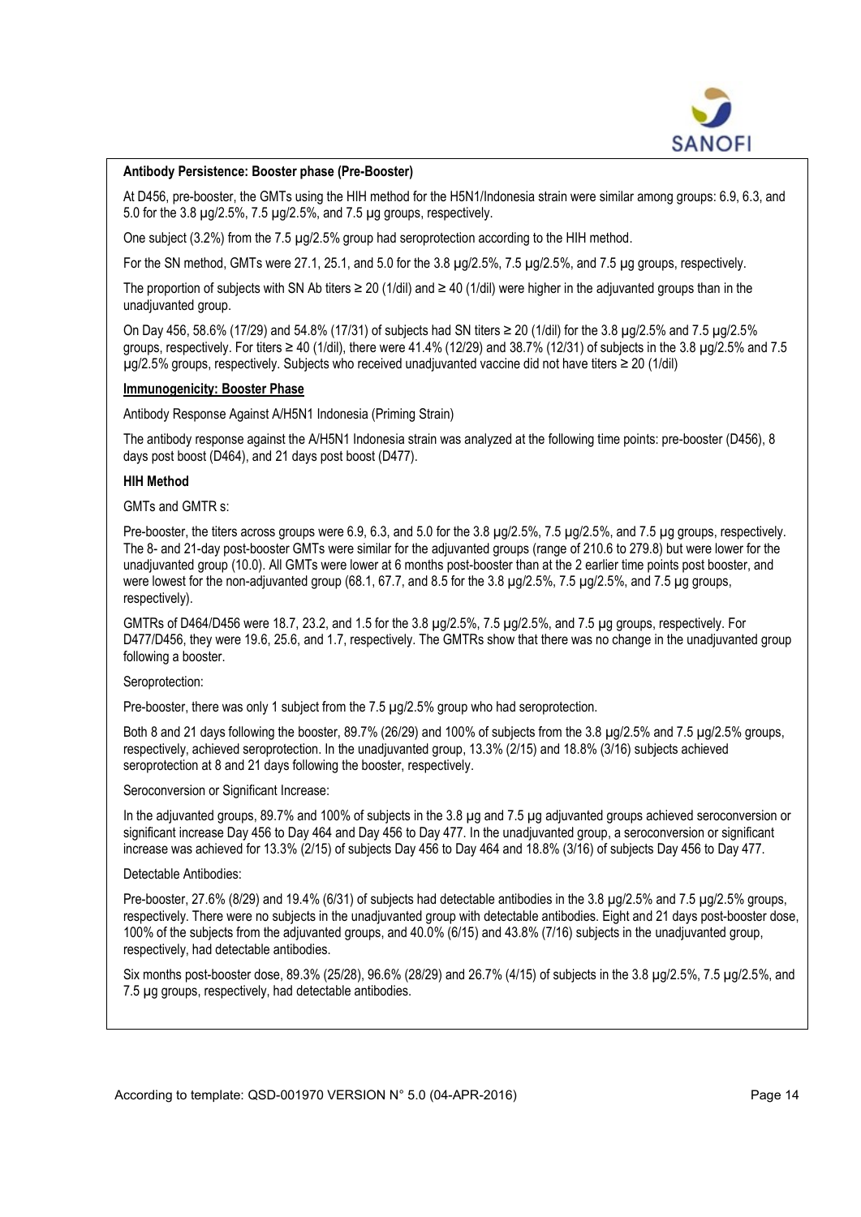**Antibody Persistence: Booster phase (Pre-Booster)**

At D456, pre-booster, the GMTs using the HIH method for the H5N1/Indonesia strain were similar among groups: 6.9, 6.3, and 5.0 for the 3.8 µg/2.5%, 7.5 µg/2.5%, and 7.5 µg groups, respectively.

One subject (3.2%) from the 7.5 µg/2.5% group had seroprotection according to the HIH method.

For the SN method, GMTs were 27.1, 25.1, and 5.0 for the 3.8 µg/2.5%, 7.5 µg/2.5%, and 7.5 µg groups, respectively.

The proportion of subjects with SN Ab titers ≥ 20 (1/dil) and ≥ 40 (1/dil) were higher in the adjuvanted groups than in the unadjuvanted group.

On Day 456, 58.6% (17/29) and 54.8% (17/31) of subjects had SN titers ≥ 20 (1/dil) for the 3.8 µg/2.5% and 7.5 µg/2.5% groups, respectively. For titers ≥ 40 (1/dil), there were 41.4% (12/29) and 38.7% (12/31) of subjects in the 3.8 µg/2.5% and 7.5 µg/2.5% groups, respectively. Subjects who received unadjuvanted vaccine did not have titers ≥ 20 (1/dil)

**Immunogenicity: Booster Phase**

Antibody Response Against A/H5N1 Indonesia (Priming Strain)

The antibody response against the A/H5N1 Indonesia strain was analyzed at the following time points: pre-booster (D456), 8 days post boost (D464), and 21 days post boost (D477).

**HIH Method**

GMTs and GMTR s:

Pre-booster, the titers across groups were 6.9, 6.3, and 5.0 for the 3.8 µg/2.5%, 7.5 µg/2.5%, and 7.5 µg groups, respectively. The 8- and 21-day post-booster GMTs were similar for the adjuvanted groups (range of 210.6 to 279.8) but were lower for the unadjuvanted group (10.0). All GMTs were lower at 6 months post-booster than at the 2 earlier time points post booster, and were lowest for the non-adjuvanted group (68.1, 67.7, and 8.5 for the 3.8 µg/2.5%, 7.5 µg/2.5%, and 7.5 µg groups, respectively).

GMTRs of D464/D456 were 18.7, 23.2, and 1.5 for the 3.8 µg/2.5%, 7.5 µg/2.5%, and 7.5 µg groups, respectively. For D477/D456, they were 19.6, 25.6, and 1.7, respectively. The GMTRs show that there was no change in the unadjuvanted group following a booster.

Seroprotection:

Pre-booster, there was only 1 subject from the 7.5 µg/2.5% group who had seroprotection.

Both 8 and 21 days following the booster, 89.7% (26/29) and 100% of subjects from the 3.8 µg/2.5% and 7.5 µg/2.5% groups, respectively, achieved seroprotection. In the unadjuvanted group, 13.3% (2/15) and 18.8% (3/16) subjects achieved seroprotection at 8 and 21 days following the booster, respectively.

Seroconversion or Significant Increase:

In the adjuvanted groups, 89.7% and 100% of subjects in the 3.8 µg and 7.5 µg adjuvanted groups achieved seroconversion or significant increase Day 456 to Day 464 and Day 456 to Day 477. In the unadjuvanted group, a seroconversion or significant increase was achieved for 13.3% (2/15) of subjects Day 456 to Day 464 and 18.8% (3/16) of subjects Day 456 to Day 477.

Detectable Antibodies:

Pre-booster, 27.6% (8/29) and 19.4% (6/31) of subjects had detectable antibodies in the 3.8 µg/2.5% and 7.5 µg/2.5% groups, respectively. There were no subjects in the unadjuvanted group with detectable antibodies. Eight and 21 days post-booster dose, 100% of the subjects from the adjuvanted groups, and 40.0% (6/15) and 43.8% (7/16) subjects in the unadjuvanted group, respectively, had detectable antibodies.

Six months post-booster dose, 89.3% (25/28), 96.6% (28/29) and 26.7% (4/15) of subjects in the 3.8 µg/2.5%, 7.5 µg/2.5%, and 7.5 µg groups, respectively, had detectable antibodies.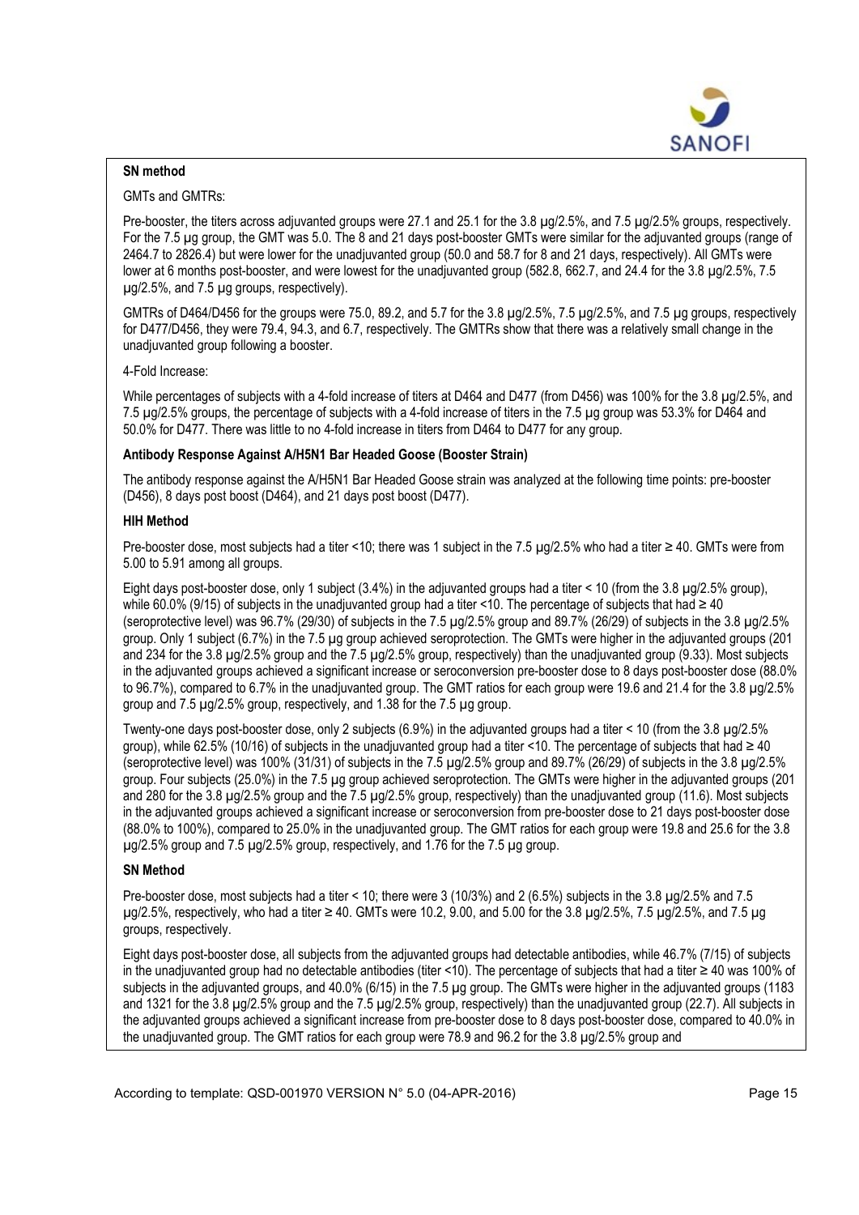**SN method**

GMTs and GMTRs:

Pre-booster, the titers across adjuvanted groups were 27.1 and 25.1 for the 3.8 µg/2.5%, and 7.5 µg/2.5% groups, respectively. For the 7.5 µg group, the GMT was 5.0. The 8 and 21 days post-booster GMTs were similar for the adjuvanted groups (range of 2464.7 to 2826.4) but were lower for the unadjuvanted group (50.0 and 58.7 for 8 and 21 days, respectively). All GMTs were lower at 6 months post-booster, and were lowest for the unadjuvanted group (582.8, 662.7, and 24.4 for the 3.8 µg/2.5%, 7.5 µg/2.5%, and 7.5 µg groups, respectively).

GMTRs of D464/D456 for the groups were 75.0, 89.2, and 5.7 for the 3.8 µg/2.5%, 7.5 µg/2.5%, and 7.5 µg groups, respectively for D477/D456, they were 79.4, 94.3, and 6.7, respectively. The GMTRs show that there was a relatively small change in the unadjuvanted group following a booster.

4-Fold Increase:

While percentages of subjects with a 4-fold increase of titers at D464 and D477 (from D456) was 100% for the 3.8 µg/2.5%, and 7.5 µg/2.5% groups, the percentage of subjects with a 4-fold increase of titers in the 7.5 µg group was 53.3% for D464 and 50.0% for D477. There was little to no 4-fold increase in titers from D464 to D477 for any group.

**Antibody Response Against A/H5N1 Bar Headed Goose (Booster Strain)**

The antibody response against the A/H5N1 Bar Headed Goose strain was analyzed at the following time points: pre-booster (D456), 8 days post boost (D464), and 21 days post boost (D477).

**HIH Method**

Pre-booster dose, most subjects had a titer <10; there was 1 subject in the 7.5 µg/2.5% who had a titer ≥ 40. GMTs were from 5.00 to 5.91 among all groups.

Eight days post-booster dose, only 1 subject (3.4%) in the adjuvanted groups had a titer < 10 (from the 3.8 µg/2.5% group), while 60.0% (9/15) of subjects in the unadjuvanted group had a titer <10. The percentage of subjects that had ≥ 40 (seroprotective level) was 96.7% (29/30) of subjects in the 7.5 µg/2.5% group and 89.7% (26/29) of subjects in the 3.8 µg/2.5% group. Only 1 subject (6.7%) in the 7.5 µg group achieved seroprotection. The GMTs were higher in the adjuvanted groups (201 and 234 for the 3.8 µg/2.5% group and the 7.5 µg/2.5% group, respectively) than the unadjuvanted group (9.33). Most subjects in the adjuvanted groups achieved a significant increase or seroconversion pre-booster dose to 8 days post-booster dose (88.0% to 96.7%), compared to 6.7% in the unadjuvanted group. The GMT ratios for each group were 19.6 and 21.4 for the 3.8 µg/2.5% group and 7.5 µg/2.5% group, respectively, and 1.38 for the 7.5 µg group.

Twenty-one days post-booster dose, only 2 subjects (6.9%) in the adjuvanted groups had a titer < 10 (from the 3.8 µg/2.5% group), while 62.5% (10/16) of subjects in the unadjuvanted group had a titer <10. The percentage of subjects that had ≥ 40 (seroprotective level) was 100% (31/31) of subjects in the 7.5 µg/2.5% group and 89.7% (26/29) of subjects in the 3.8 µg/2.5% group. Four subjects (25.0%) in the 7.5 µg group achieved seroprotection. The GMTs were higher in the adjuvanted groups (201 and 280 for the 3.8 µg/2.5% group and the 7.5 µg/2.5% group, respectively) than the unadjuvanted group (11.6). Most subjects in the adjuvanted groups achieved a significant increase or seroconversion from pre-booster dose to 21 days post-booster dose (88.0% to 100%), compared to 25.0% in the unadjuvanted group. The GMT ratios for each group were 19.8 and 25.6 for the 3.8 µg/2.5% group and 7.5 µg/2.5% group, respectively, and 1.76 for the 7.5 µg group.

**SN Method**

Pre-booster dose, most subjects had a titer < 10; there were 3 (10/3%) and 2 (6.5%) subjects in the 3.8 µg/2.5% and 7.5 µg/2.5%, respectively, who had a titer ≥ 40. GMTs were 10.2, 9.00, and 5.00 for the 3.8 µg/2.5%, 7.5 µg/2.5%, and 7.5 µg groups, respectively.

Eight days post-booster dose, all subjects from the adjuvanted groups had detectable antibodies, while 46.7% (7/15) of subjects in the unadjuvanted group had no detectable antibodies (titer <10). The percentage of subjects that had a titer ≥ 40 was 100% of subjects in the adjuvanted groups, and 40.0% (6/15) in the 7.5 µg group. The GMTs were higher in the adjuvanted groups (1183 and 1321 for the 3.8 µg/2.5% group and the 7.5 µg/2.5% group, respectively) than the unadjuvanted group (22.7). All subjects in the adjuvanted groups achieved a significant increase from pre-booster dose to 8 days post-booster dose, compared to 40.0% in the unadjuvanted group. The GMT ratios for each group were 78.9 and 96.2 for the 3.8 µg/2.5% group and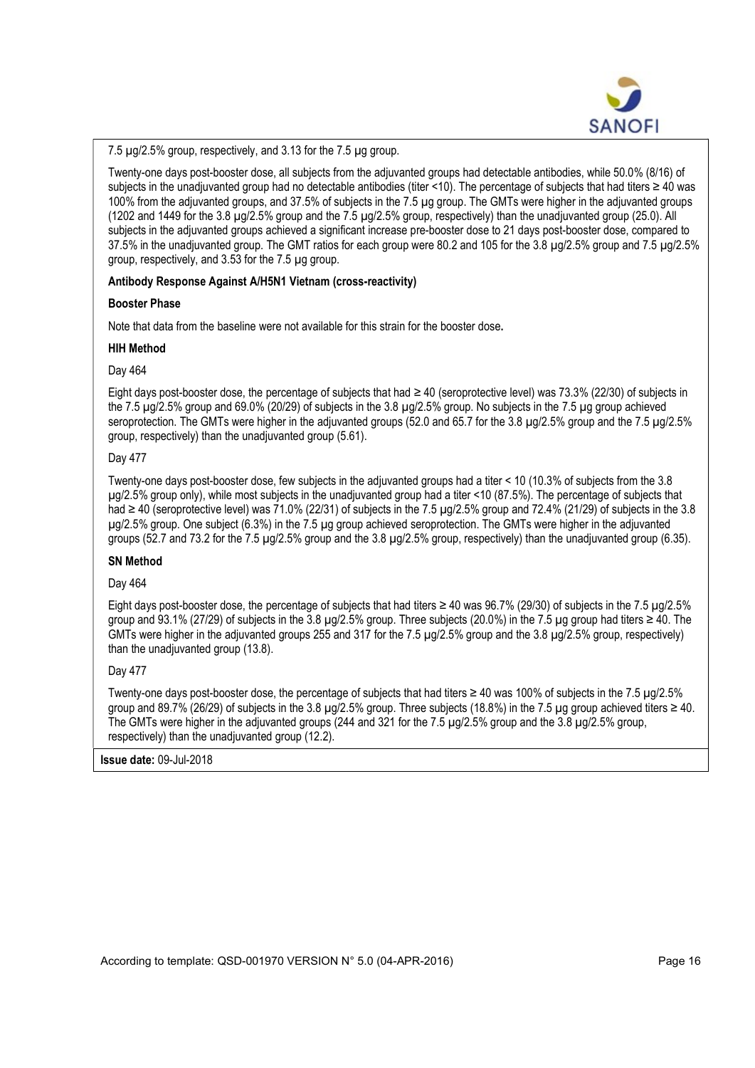7.5 µg/2.5% group, respectively, and 3.13 for the 7.5 µg group.

Twenty-one days post-booster dose, all subjects from the adjuvanted groups had detectable antibodies, while 50.0% (8/16) of subjects in the unadjuvanted group had no detectable antibodies (titer <10). The percentage of subjects that had titers ≥ 40 was 100% from the adjuvanted groups, and 37.5% of subjects in the 7.5 µg group. The GMTs were higher in the adjuvanted groups (1202 and 1449 for the 3.8 µg/2.5% group and the 7.5 µg/2.5% group, respectively) than the unadjuvanted group (25.0). All subjects in the adjuvanted groups achieved a significant increase pre-booster dose to 21 days post-booster dose, compared to 37.5% in the unadjuvanted group. The GMT ratios for each group were 80.2 and 105 for the 3.8 µg/2.5% group and 7.5 µg/2.5% group, respectively, and 3.53 for the 7.5 µg group.

**Antibody Response Against A/H5N1 Vietnam (cross-reactivity)**

**Booster Phase**

Note that data from the baseline were not available for this strain for the booster dose**.**

**HIH Method**

Day 464

Eight days post-booster dose, the percentage of subjects that had ≥ 40 (seroprotective level) was 73.3% (22/30) of subjects in the 7.5 µg/2.5% group and 69.0% (20/29) of subjects in the 3.8 µg/2.5% group. No subjects in the 7.5 µg group achieved seroprotection. The GMTs were higher in the adjuvanted groups (52.0 and 65.7 for the 3.8 µg/2.5% group and the 7.5 µg/2.5% group, respectively) than the unadjuvanted group (5.61).

Day 477

Twenty-one days post-booster dose, few subjects in the adjuvanted groups had a titer < 10 (10.3% of subjects from the 3.8 µg/2.5% group only), while most subjects in the unadjuvanted group had a titer <10 (87.5%). The percentage of subjects that had ≥ 40 (seroprotective level) was 71.0% (22/31) of subjects in the 7.5 µg/2.5% group and 72.4% (21/29) of subjects in the 3.8 µg/2.5% group. One subject (6.3%) in the 7.5 µg group achieved seroprotection. The GMTs were higher in the adjuvanted groups (52.7 and 73.2 for the 7.5 µg/2.5% group and the 3.8 µg/2.5% group, respectively) than the unadjuvanted group (6.35).

**SN Method**

Day 464

Eight days post-booster dose, the percentage of subjects that had titers ≥ 40 was 96.7% (29/30) of subjects in the 7.5 µg/2.5% group and 93.1% (27/29) of subjects in the 3.8 µg/2.5% group. Three subjects (20.0%) in the 7.5 µg group had titers ≥ 40. The GMTs were higher in the adjuvanted groups 255 and 317 for the 7.5 µg/2.5% group and the 3.8 µg/2.5% group, respectively) than the unadjuvanted group (13.8).

Day 477

Twenty-one days post-booster dose, the percentage of subjects that had titers ≥ 40 was 100% of subjects in the 7.5 µg/2.5% group and 89.7% (26/29) of subjects in the 3.8 µg/2.5% group. Three subjects (18.8%) in the 7.5 µg group achieved titers ≥ 40. The GMTs were higher in the adjuvanted groups (244 and 321 for the 7.5 µg/2.5% group and the 3.8 µg/2.5% group, respectively) than the unadjuvanted group (12.2).

**Issue date:** 09-Jul-2018